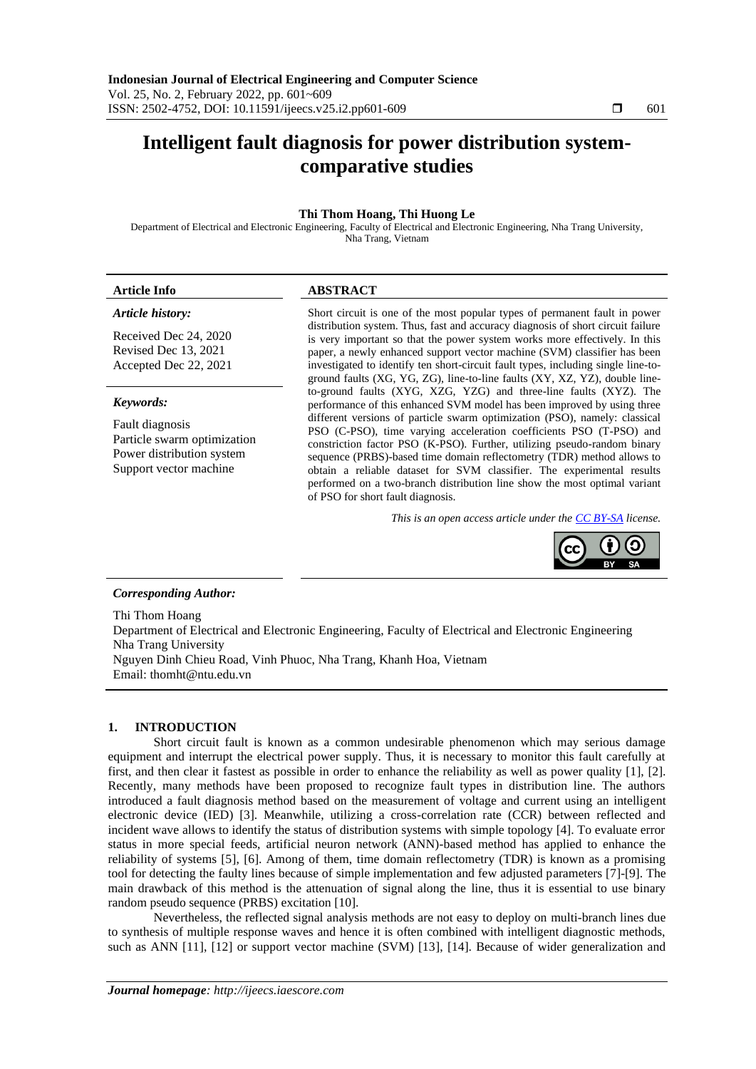# Intelligent fault diagnosis for power distribution system-comparative studies

**Thi Thom Hoang, Thi Huong Le**

Department of Electrical and Electronic Engineering, Faculty of Electrical and Electronic Engineering, Nha Trang University, Nha Trang, Vietnam

**Article Info**

*Article history:*

Received Dec 24, 2020
Revised Dec 13, 2021
Accepted Dec 22, 2021

*Keywords:*

Fault diagnosis
Particle swarm optimization
Power distribution system
Support vector machine

**ABSTRACT**

Short circuit is one of the most popular types of permanent fault in power distribution system. Thus, fast and accuracy diagnosis of short circuit failure is very important so that the power system works more effectively. In this paper, a newly enhanced support vector machine (SVM) classifier has been investigated to identify ten short-circuit fault types, including single line-to-ground faults (XG, YG, ZG), line-to-line faults (XY, XZ, YZ), double line-to-ground faults (XYG, XZG, YZG) and three-line faults (XYZ). The performance of this enhanced SVM model has been improved by using three different versions of particle swarm optimization (PSO), namely: classical PSO (C-PSO), time varying acceleration coefficients PSO (T-PSO) and constriction factor PSO (K-PSO). Further, utilizing pseudo-random binary sequence (PRBS)-based time domain reflectometry (TDR) method allows to obtain a reliable dataset for SVM classifier. The experimental results performed on a two-branch distribution line show the most optimal variant of PSO for short fault diagnosis.

*This is an open access article under the CC BY-SA license.*

***Corresponding Author:***

Thi Thom Hoang
Department of Electrical and Electronic Engineering, Faculty of Electrical and Electronic Engineering
Nha Trang University
Nguyen Dinh Chieu Road, Vinh Phuoc, Nha Trang, Khanh Hoa, Vietnam
Email: thomht@ntu.edu.vn

## 1. INTRODUCTION

Short circuit fault is known as a common undesirable phenomenon which may serious damage equipment and interrupt the electrical power supply. Thus, it is necessary to monitor this fault carefully at first, and then clear it fastest as possible in order to enhance the reliability as well as power quality [1], [2]. Recently, many methods have been proposed to recognize fault types in distribution line. The authors introduced a fault diagnosis method based on the measurement of voltage and current using an intelligent electronic device (IED) [3]. Meanwhile, utilizing a cross-correlation rate (CCR) between reflected and incident wave allows to identify the status of distribution systems with simple topology [4]. To evaluate error status in more special feeds, artificial neuron network (ANN)-based method has applied to enhance the reliability of systems [5], [6]. Among of them, time domain reflectometry (TDR) is known as a promising tool for detecting the faulty lines because of simple implementation and few adjusted parameters [7]-[9]. The main drawback of this method is the attenuation of signal along the line, thus it is essential to use binary random pseudo sequence (PRBS) excitation [10].

Nevertheless, the reflected signal analysis methods are not easy to deploy on multi-branch lines due to synthesis of multiple response waves and hence it is often combined with intelligent diagnostic methods, such as ANN [11], [12] or support vector machine (SVM) [13], [14]. Because of wider generalization and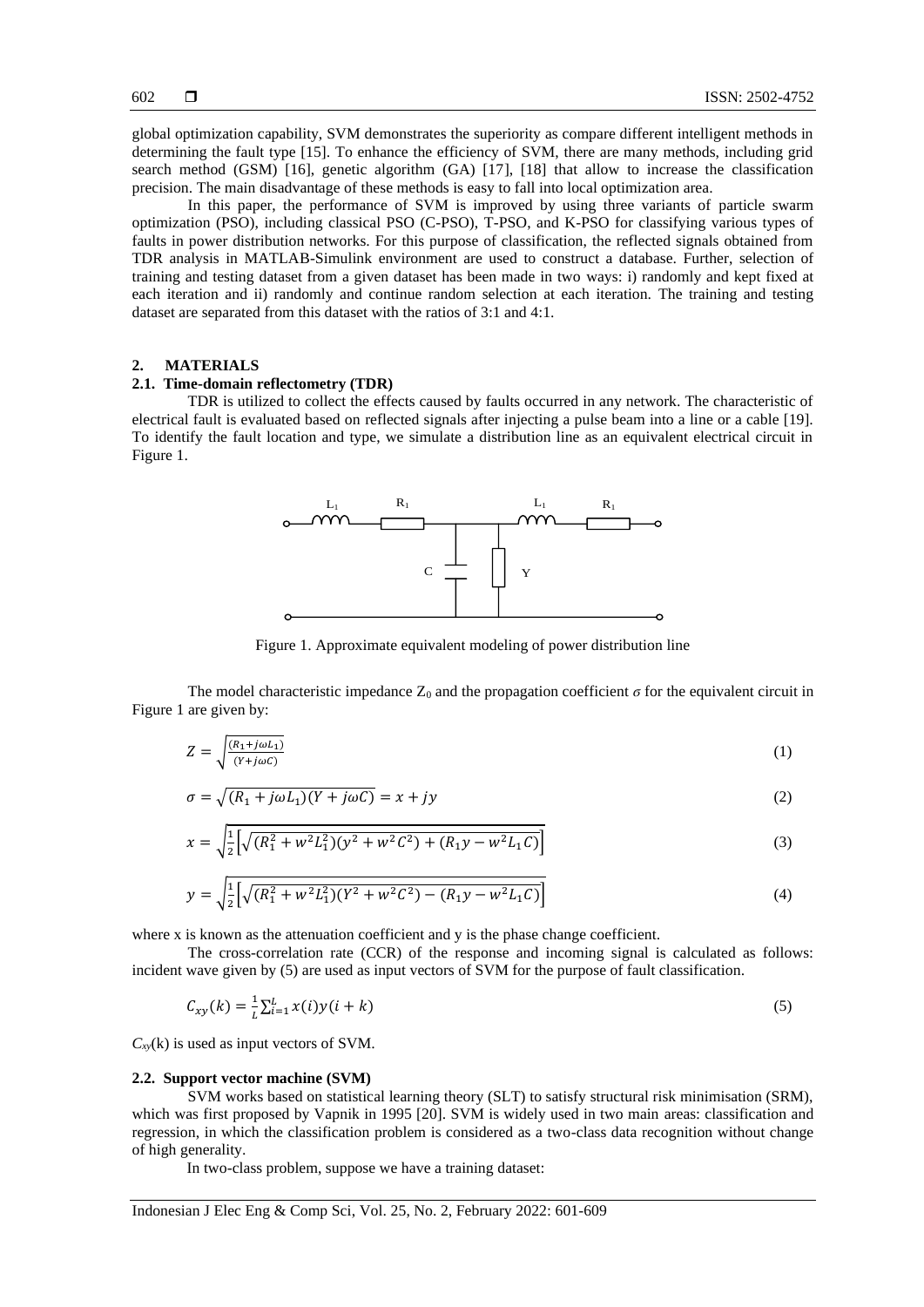global optimization capability, SVM demonstrates the superiority as compare different intelligent methods in determining the fault type [15]. To enhance the efficiency of SVM, there are many methods, including grid search method (GSM) [16], genetic algorithm (GA) [17], [18] that allow to increase the classification precision. The main disadvantage of these methods is easy to fall into local optimization area.

In this paper, the performance of SVM is improved by using three variants of particle swarm optimization (PSO), including classical PSO (C-PSO), T-PSO, and K-PSO for classifying various types of faults in power distribution networks. For this purpose of classification, the reflected signals obtained from TDR analysis in MATLAB-Simulink environment are used to construct a database. Further, selection of training and testing dataset from a given dataset has been made in two ways: i) randomly and kept fixed at each iteration and ii) randomly and continue random selection at each iteration. The training and testing dataset are separated from this dataset with the ratios of 3:1 and 4:1.

## 2. MATERIALS

### 2.1. Time-domain reflectometry (TDR)

TDR is utilized to collect the effects caused by faults occurred in any network. The characteristic of electrical fault is evaluated based on reflected signals after injecting a pulse beam into a line or a cable [19]. To identify the fault location and type, we simulate a distribution line as an equivalent electrical circuit in Figure 1.

Figure 1. Approximate equivalent modeling of power distribution line

The model characteristic impedance $Z_0$ and the propagation coefficient $\sigma$ for the equivalent circuit in Figure 1 are given by:

$$Z = \sqrt{\frac{(R_1 + j\omega L_1)}{(Y + j\omega C)}} \tag{1}$$

$$\sigma = \sqrt{(R_1 + j\omega L_1)(Y + j\omega C)} = x + jy \tag{2}$$

$$x = \sqrt{\frac{1}{2}\left[\sqrt{(R_1^2 + w^2 L_1^2)(y^2 + w^2 C^2)} + (R_1 y - w^2 L_1 C)\right]} \tag{3}$$

$$y = \sqrt{\frac{1}{2}\left[\sqrt{(R_1^2 + w^2 L_1^2)(Y^2 + w^2 C^2)} - (R_1 y - w^2 L_1 C)\right]} \tag{4}$$

where x is known as the attenuation coefficient and y is the phase change coefficient.

The cross-correlation rate (CCR) of the response and incoming signal is calculated as follows: incident wave given by (5) are used as input vectors of SVM for the purpose of fault classification.

$$C_{xy}(k) = \frac{1}{L}\sum_{i=1}^{L} x(i)y(i + k) \tag{5}$$

$C_{xy}(k)$ is used as input vectors of SVM.

### 2.2. Support vector machine (SVM)

SVM works based on statistical learning theory (SLT) to satisfy structural risk minimisation (SRM), which was first proposed by Vapnik in 1995 [20]. SVM is widely used in two main areas: classification and regression, in which the classification problem is considered as a two-class data recognition without change of high generality.

In two-class problem, suppose we have a training dataset: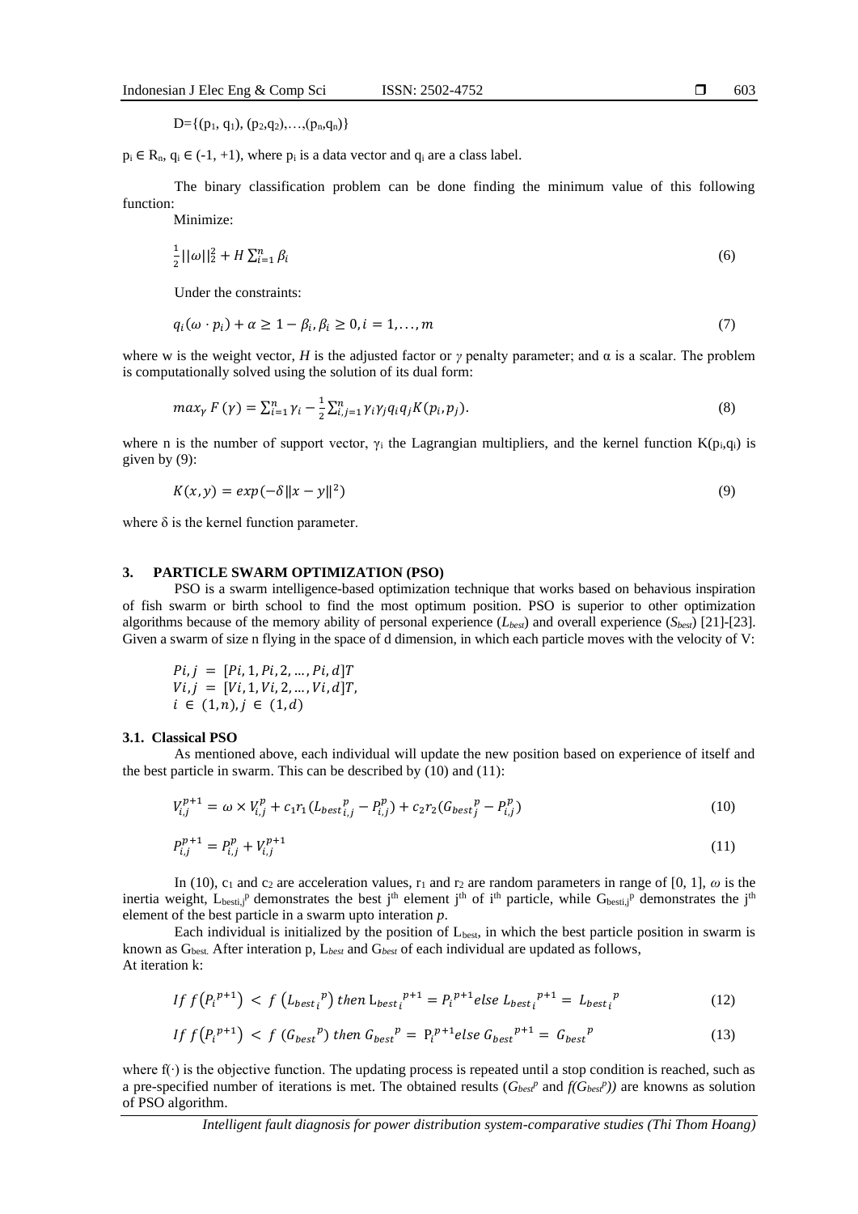$$D=\{(p_1, q_1), (p_2,q_2),\ldots,(p_n,q_n)\}$$

$p_i \in R_n$, $q_i \in (-1, +1)$, where $p_i$ is a data vector and $q_i$ are a class label.

The binary classification problem can be done finding the minimum value of this following function:

Minimize:

$$\frac{1}{2}||\omega||_2^2 + H\sum_{i=1}^{n}\beta_i \tag{6}$$

Under the constraints:

$$q_i(\omega \cdot p_i) + \alpha \geq 1 - \beta_i, \beta_i \geq 0, i = 1,\ldots,m \tag{7}$$

where w is the weight vector, *H* is the adjusted factor or $\gamma$ penalty parameter; and $\alpha$ is a scalar. The problem is computationally solved using the solution of its dual form:

$$max_\gamma\, F(\gamma) = \sum_{i=1}^{n}\gamma_i - \frac{1}{2}\sum_{i,j=1}^{n}\gamma_i\gamma_j q_i q_j K(p_i, p_j). \tag{8}$$

where n is the number of support vector, $\gamma_i$ the Lagrangian multipliers, and the kernel function $K(p_i,q_i)$ is given by (9):

$$K(x, y) = exp(-\delta\|x - y\|^2) \tag{9}$$

where $\delta$ is the kernel function parameter.

## 3. PARTICLE SWARM OPTIMIZATION (PSO)

PSO is a swarm intelligence-based optimization technique that works based on behavious inspiration of fish swarm or birth school to find the most optimum position. PSO is superior to other optimization algorithms because of the memory ability of personal experience ($L_{best}$) and overall experience ($S_{best}$) [21]-[23]. Given a swarm of size n flying in the space of d dimension, in which each particle moves with the velocity of V:

$$Pi,j = [Pi,1, Pi,2, \ldots, Pi,d]T$$
$$Vi,j = [Vi,1, Vi,2, \ldots, Vi,d]T,$$
$$i \in (1,n), j \in (1,d)$$

### 3.1. Classical PSO

As mentioned above, each individual will update the new position based on experience of itself and the best particle in swarm. This can be described by (10) and (11):

$$V_{i,j}^{p+1} = \omega \times V_{i,j}^{p} + c_1 r_1 ({L_{best}}_{i,j}^{p} - P_{i,j}^{p}) + c_2 r_2 ({G_{best}}_{j}^{p} - P_{i,j}^{p}) \tag{10}$$

$$P_{i,j}^{p+1} = P_{i,j}^{p} + V_{i,j}^{p+1} \tag{11}$$

In (10), $c_1$ and $c_2$ are acceleration values, $r_1$ and $r_2$ are random parameters in range of [0, 1], $\omega$ is the inertia weight, $L_{besti,j}^{p}$ demonstrates the best $j^{th}$ element $j^{th}$ of $i^{th}$ particle, while $G_{besti,j}^{p}$ demonstrates the $j^{th}$ element of the best particle in a swarm upto interation *p*.

Each individual is initialized by the position of $L_{best}$, in which the best particle position in swarm is known as $G_{best}$. After interation p, $L_{best}$ and $G_{best}$ of each individual are updated as follows,
At iteration k:

$$If\ f\left(P_i^{p+1}\right) < f\left({L_{best}}_i^{p}\right)\ then\ {L_{best}}_i^{p+1} = P_i^{p+1} else\ {L_{best}}_i^{p+1} = {L_{best}}_i^{p} \tag{12}$$

$$If\ f\left(P_i^{p+1}\right) < f\left({G_{best}}^{p}\right)\ then\ {G_{best}}^{p} = P_i^{p+1} else\ {G_{best}}^{p+1} = {G_{best}}^{p} \tag{13}$$

where $f(\cdot)$ is the objective function. The updating process is repeated until a stop condition is reached, such as a pre-specified number of iterations is met. The obtained results ($G_{best}^{p}$ and $f(G_{best}^{p})$) are knowns as solution of PSO algorithm.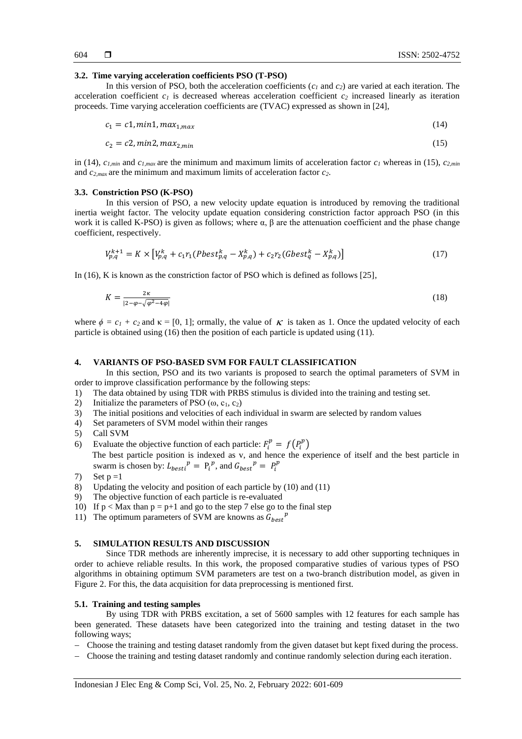### 3.2. Time varying acceleration coefficients PSO (T-PSO)

In this version of PSO, both the acceleration coefficients ($c_1$ and $c_2$) are varied at each iteration. The acceleration coefficient $c_1$ is decreased whereas acceleration coefficient $c_2$ increased linearly as iteration proceeds. Time varying acceleration coefficients are (TVAC) expressed as shown in [24],

$$c_1 = c1, min1, max_{1,max} \tag{14}$$

$$c_2 = c2, min2, max_{2,min} \tag{15}$$

in (14), $c_{1,min}$ and $c_{1,max}$ are the minimum and maximum limits of acceleration factor $c_1$ whereas in (15), $c_{2,min}$ and $c_{2,max}$ are the minimum and maximum limits of acceleration factor $c_2$.

### 3.3. Constriction PSO (K-PSO)

In this version of PSO, a new velocity update equation is introduced by removing the traditional inertia weight factor. The velocity update equation considering constriction factor approach PSO (in this work it is called K-PSO) is given as follows; where α, β are the attenuation coefficient and the phase change coefficient, respectively.

$$V_{p,q}^{k+1} = K \times \left[V_{p,q}^{k} + c_1 r_1 (Pbest_{p,q}^{k} - X_{p,q}^{k}) + c_2 r_2 (Gbest_{q}^{k} - X_{p,q}^{k})\right] \tag{17}$$

In (16), K is known as the constriction factor of PSO which is defined as follows [25],

$$K = \frac{2\kappa}{|2 - \varphi - \sqrt{\varphi^2 - 4\varphi}|} \tag{18}$$

where $\phi = c_1 + c_2$ and κ = [0, 1]; ormally, the value of $\kappa$ is taken as 1. Once the updated velocity of each particle is obtained using (16) then the position of each particle is updated using (11).

## 4. VARIANTS OF PSO-BASED SVM FOR FAULT CLASSIFICATION

In this section, PSO and its two variants is proposed to search the optimal parameters of SVM in order to improve classification performance by the following steps:

1) The data obtained by using TDR with PRBS stimulus is divided into the training and testing set.
2) Initialize the parameters of PSO (ω, $c_1$, $c_2$)
3) The initial positions and velocities of each individual in swarm are selected by random values
4) Set parameters of SVM model within their ranges
5) Call SVM
6) Evaluate the objective function of each particle: $F_i^p = f(P_i^p)$
   The best particle position is indexed as v, and hence the experience of itself and the best particle in swarm is chosen by: $L_{besti}{}^p = P_i{}^p$, and $G_{best}{}^p = P_i^p$
7) Set p =1
8) Updating the velocity and position of each particle by (10) and (11)
9) The objective function of each particle is re-evaluated
10) If p < Max than p = p+1 and go to the step 7 else go to the final step
11) The optimum parameters of SVM are knowns as $G_{best}{}^p$

## 5. SIMULATION RESULTS AND DISCUSSION

Since TDR methods are inherently imprecise, it is necessary to add other supporting techniques in order to achieve reliable results. In this work, the proposed comparative studies of various types of PSO algorithms in obtaining optimum SVM parameters are test on a two-branch distribution model, as given in Figure 2. For this, the data acquisition for data preprocessing is mentioned first.

### 5.1. Training and testing samples

By using TDR with PRBS excitation, a set of 5600 samples with 12 features for each sample has been generated. These datasets have been categorized into the training and testing dataset in the two following ways;

- Choose the training and testing dataset randomly from the given dataset but kept fixed during the process.
- Choose the training and testing dataset randomly and continue randomly selection during each iteration.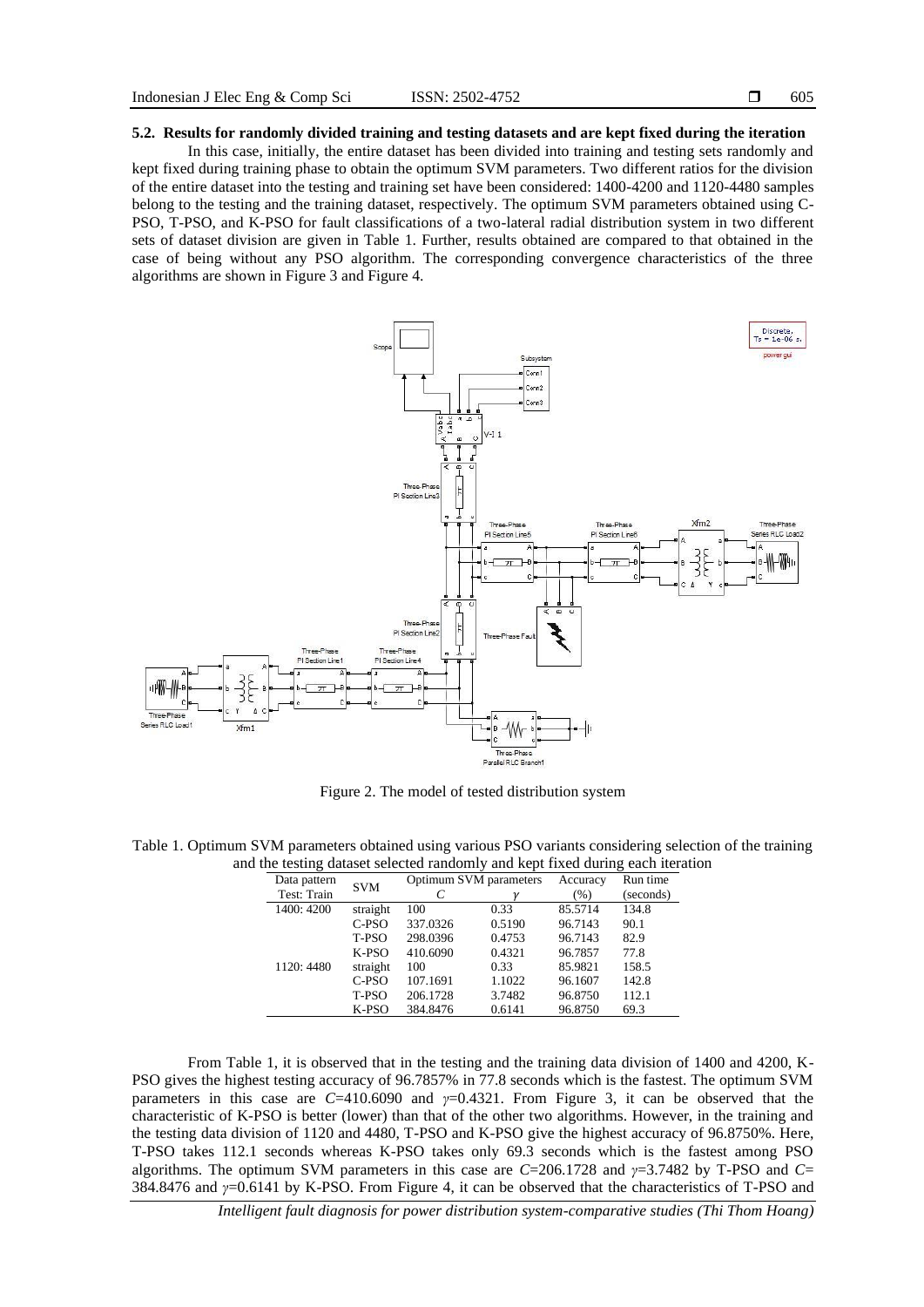### 5.2. Results for randomly divided training and testing datasets and are kept fixed during the iteration

In this case, initially, the entire dataset has been divided into training and testing sets randomly and kept fixed during training phase to obtain the optimum SVM parameters. Two different ratios for the division of the entire dataset into the testing and training set have been considered: 1400-4200 and 1120-4480 samples belong to the testing and the training dataset, respectively. The optimum SVM parameters obtained using C-PSO, T-PSO, and K-PSO for fault classifications of a two-lateral radial distribution system in two different sets of dataset division are given in Table 1. Further, results obtained are compared to that obtained in the case of being without any PSO algorithm. The corresponding convergence characteristics of the three algorithms are shown in Figure 3 and Figure 4.

Figure 2. The model of tested distribution system

Table 1. Optimum SVM parameters obtained using various PSO variants considering selection of the training and the testing dataset selected randomly and kept fixed during each iteration

| Data pattern Test: Train | SVM | Optimum SVM parameters $C$ | $\gamma$ | Accuracy (%) | Run time (seconds) |
|---|---|---|---|---|---|
| 1400: 4200 | straight | 100 | 0.33 | 85.5714 | 134.8 |
| | C-PSO | 337.0326 | 0.5190 | 96.7143 | 90.1 |
| | T-PSO | 298.0396 | 0.4753 | 96.7143 | 82.9 |
| | K-PSO | 410.6090 | 0.4321 | 96.7857 | 77.8 |
| 1120: 4480 | straight | 100 | 0.33 | 85.9821 | 158.5 |
| | C-PSO | 107.1691 | 1.1022 | 96.1607 | 142.8 |
| | T-PSO | 206.1728 | 3.7482 | 96.8750 | 112.1 |
| | K-PSO | 384.8476 | 0.6141 | 96.8750 | 69.3 |

From Table 1, it is observed that in the testing and the training data division of 1400 and 4200, K-PSO gives the highest testing accuracy of 96.7857% in 77.8 seconds which is the fastest. The optimum SVM parameters in this case are $C$=410.6090 and $\gamma$=0.4321. From Figure 3, it can be observed that the characteristic of K-PSO is better (lower) than that of the other two algorithms. However, in the training and the testing data division of 1120 and 4480, T-PSO and K-PSO give the highest accuracy of 96.8750%. Here, T-PSO takes 112.1 seconds whereas K-PSO takes only 69.3 seconds which is the fastest among PSO algorithms. The optimum SVM parameters in this case are $C$=206.1728 and $\gamma$=3.7482 by T-PSO and $C$= 384.8476 and $\gamma$=0.6141 by K-PSO. From Figure 4, it can be observed that the characteristics of T-PSO and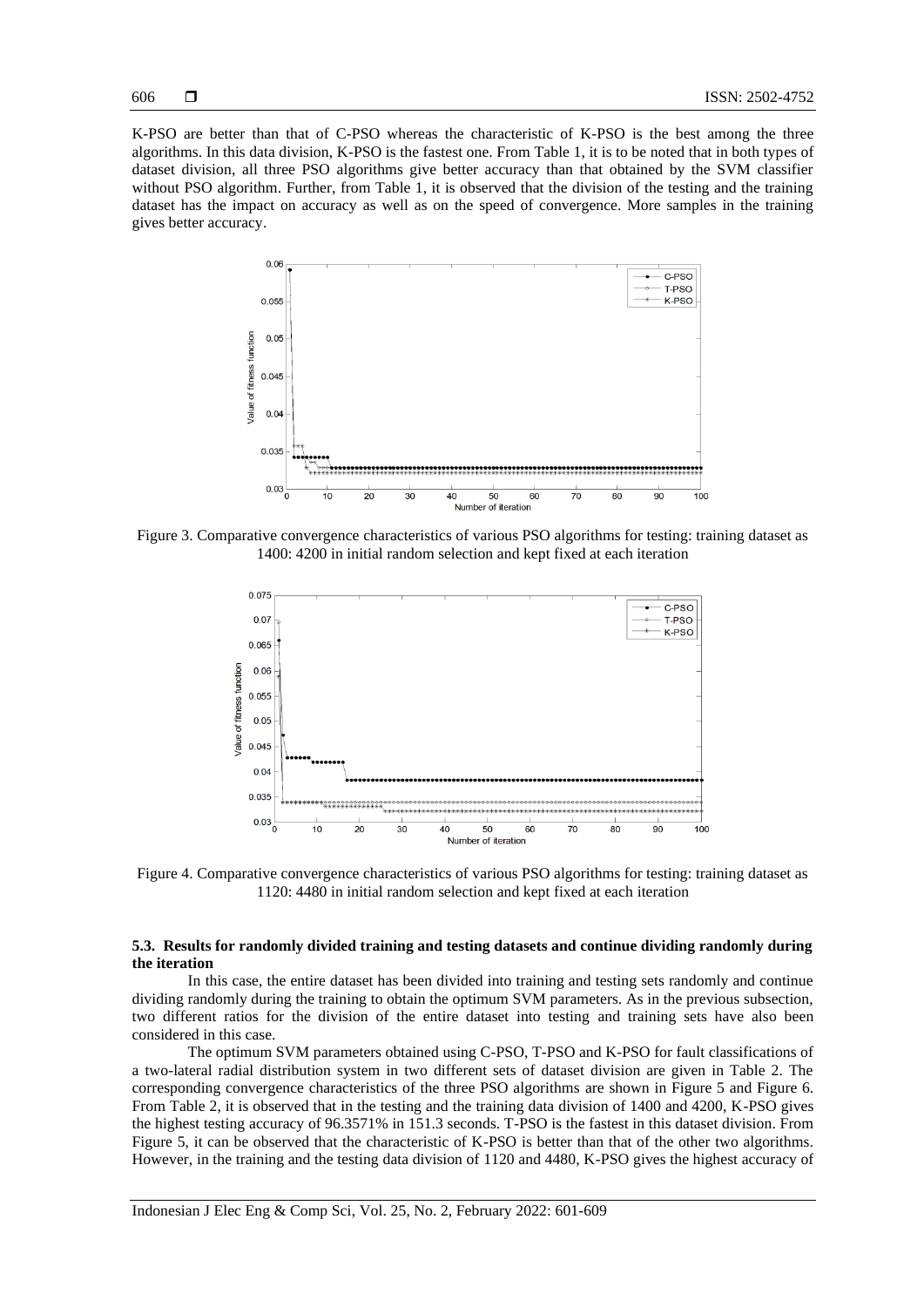K-PSO are better than that of C-PSO whereas the characteristic of K-PSO is the best among the three algorithms. In this data division, K-PSO is the fastest one. From Table 1, it is to be noted that in both types of dataset division, all three PSO algorithms give better accuracy than that obtained by the SVM classifier without PSO algorithm. Further, from Table 1, it is observed that the division of the testing and the training dataset has the impact on accuracy as well as on the speed of convergence. More samples in the training gives better accuracy.

Figure 3. Comparative convergence characteristics of various PSO algorithms for testing: training dataset as 1400: 4200 in initial random selection and kept fixed at each iteration

Figure 4. Comparative convergence characteristics of various PSO algorithms for testing: training dataset as 1120: 4480 in initial random selection and kept fixed at each iteration

### 5.3. Results for randomly divided training and testing datasets and continue dividing randomly during the iteration

In this case, the entire dataset has been divided into training and testing sets randomly and continue dividing randomly during the training to obtain the optimum SVM parameters. As in the previous subsection, two different ratios for the division of the entire dataset into testing and training sets have also been considered in this case.

The optimum SVM parameters obtained using C-PSO, T-PSO and K-PSO for fault classifications of a two-lateral radial distribution system in two different sets of dataset division are given in Table 2. The corresponding convergence characteristics of the three PSO algorithms are shown in Figure 5 and Figure 6. From Table 2, it is observed that in the testing and the training data division of 1400 and 4200, K-PSO gives the highest testing accuracy of 96.3571% in 151.3 seconds. T-PSO is the fastest in this dataset division. From Figure 5, it can be observed that the characteristic of K-PSO is better than that of the other two algorithms. However, in the training and the testing data division of 1120 and 4480, K-PSO gives the highest accuracy of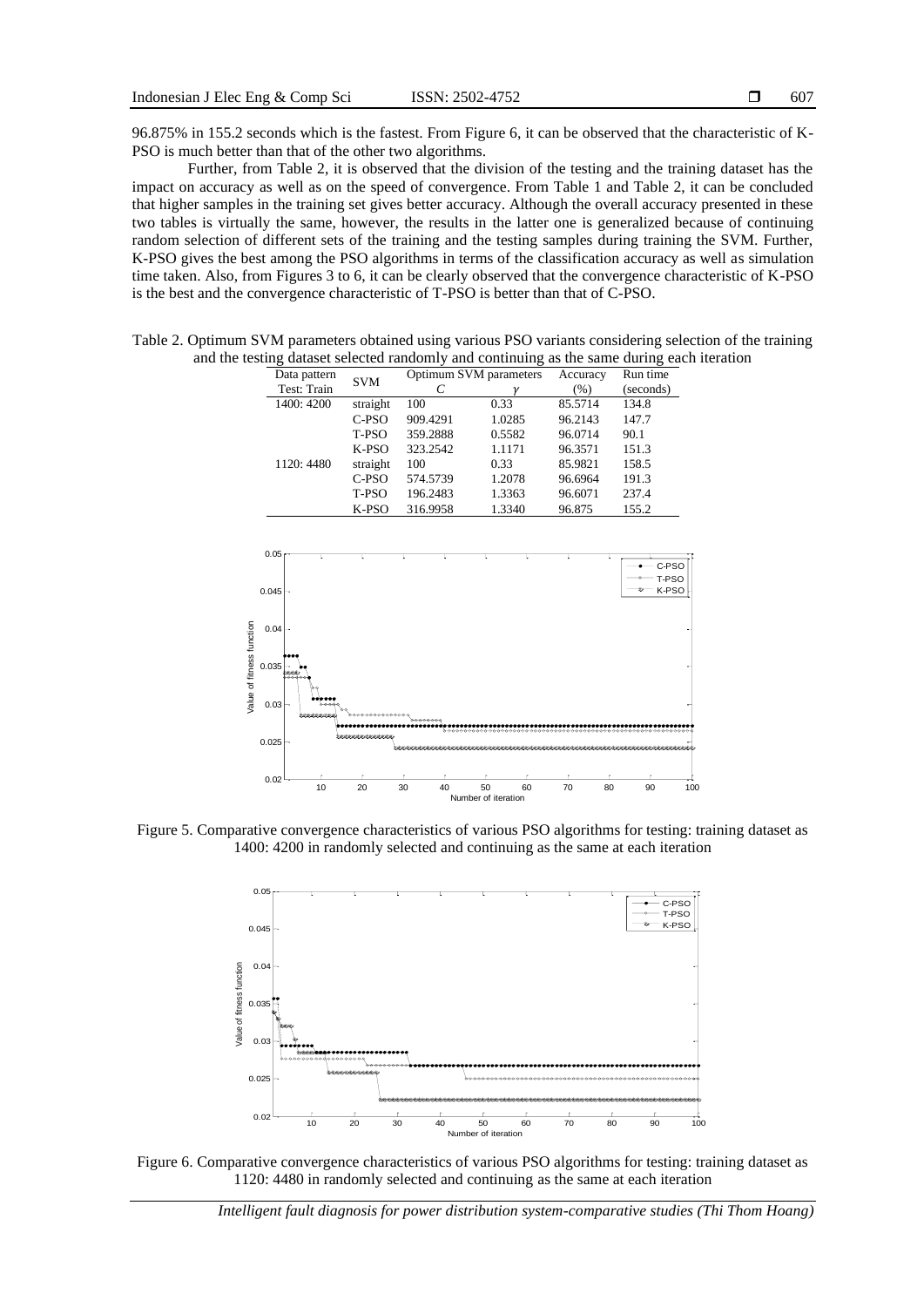96.875% in 155.2 seconds which is the fastest. From Figure 6, it can be observed that the characteristic of K-PSO is much better than that of the other two algorithms.

Further, from Table 2, it is observed that the division of the testing and the training dataset has the impact on accuracy as well as on the speed of convergence. From Table 1 and Table 2, it can be concluded that higher samples in the training set gives better accuracy. Although the overall accuracy presented in these two tables is virtually the same, however, the results in the latter one is generalized because of continuing random selection of different sets of the training and the testing samples during training the SVM. Further, K-PSO gives the best among the PSO algorithms in terms of the classification accuracy as well as simulation time taken. Also, from Figures 3 to 6, it can be clearly observed that the convergence characteristic of K-PSO is the best and the convergence characteristic of T-PSO is better than that of C-PSO.

Table 2. Optimum SVM parameters obtained using various PSO variants considering selection of the training and the testing dataset selected randomly and continuing as the same during each iteration

| Data pattern Test: Train | SVM | Optimum SVM parameters $C$ | $\gamma$ | Accuracy (%) | Run time (seconds) |
|---|---|---|---|---|---|
| 1400: 4200 | straight | 100 | 0.33 | 85.5714 | 134.8 |
| | C-PSO | 909.4291 | 1.0285 | 96.2143 | 147.7 |
| | T-PSO | 359.2888 | 0.5582 | 96.0714 | 90.1 |
| | K-PSO | 323.2542 | 1.1171 | 96.3571 | 151.3 |
| 1120: 4480 | straight | 100 | 0.33 | 85.9821 | 158.5 |
| | C-PSO | 574.5739 | 1.2078 | 96.6964 | 191.3 |
| | T-PSO | 196.2483 | 1.3363 | 96.6071 | 237.4 |
| | K-PSO | 316.9958 | 1.3340 | 96.875 | 155.2 |

Figure 5. Comparative convergence characteristics of various PSO algorithms for testing: training dataset as 1400: 4200 in randomly selected and continuing as the same at each iteration

Figure 6. Comparative convergence characteristics of various PSO algorithms for testing: training dataset as 1120: 4480 in randomly selected and continuing as the same at each iteration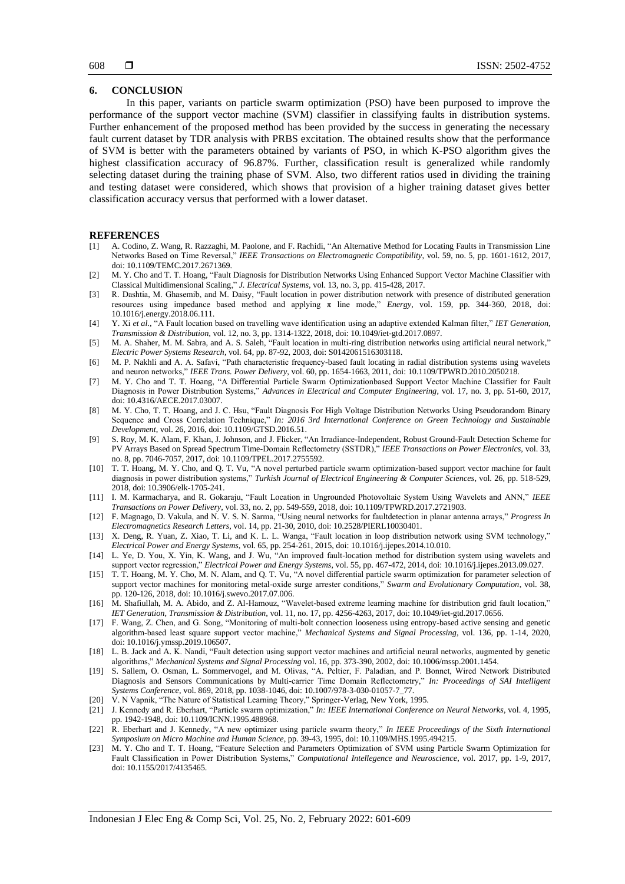## 6. CONCLUSION

In this paper, variants on particle swarm optimization (PSO) have been purposed to improve the performance of the support vector machine (SVM) classifier in classifying faults in distribution systems. Further enhancement of the proposed method has been provided by the success in generating the necessary fault current dataset by TDR analysis with PRBS excitation. The obtained results show that the performance of SVM is better with the parameters obtained by variants of PSO, in which K-PSO algorithm gives the highest classification accuracy of 96.87%. Further, classification result is generalized while randomly selecting dataset during the training phase of SVM. Also, two different ratios used in dividing the training and testing dataset were considered, which shows that provision of a higher training dataset gives better classification accuracy versus that performed with a lower dataset.

## REFERENCES

[1] A. Codino, Z. Wang, R. Razzaghi, M. Paolone, and F. Rachidi, "An Alternative Method for Locating Faults in Transmission Line Networks Based on Time Reversal," *IEEE Transactions on Electromagnetic Compatibility*, vol. 59, no. 5, pp. 1601-1612, 2017, doi: 10.1109/TEMC.2017.2671369.

[2] M. Y. Cho and T. T. Hoang, "Fault Diagnosis for Distribution Networks Using Enhanced Support Vector Machine Classifier with Classical Multidimensional Scaling," *J. Electrical Systems*, vol. 13, no. 3, pp. 415-428, 2017.

[3] R. Dashtia, M. Ghasemib, and M. Daisy, "Fault location in power distribution network with presence of distributed generation resources using impedance based method and applying π line mode," *Energy*, vol. 159, pp. 344-360, 2018, doi: 10.1016/j.energy.2018.06.111.

[4] Y. Xi *et al.*, "A Fault location based on travelling wave identification using an adaptive extended Kalman filter," *IET Generation, Transmission & Distribution*, vol. 12, no. 3, pp. 1314-1322, 2018, doi: 10.1049/iet-gtd.2017.0897.

[5] M. A. Shaher, M. M. Sabra, and A. S. Saleh, "Fault location in multi-ring distribution networks using artificial neural network," *Electric Power Systems Research*, vol. 64, pp. 87-92, 2003, doi: S0142061516303118.

[6] M. P. Nakhli and A. A. Safavi, "Path characteristic frequency-based fault locating in radial distribution systems using wavelets and neuron networks," *IEEE Trans. Power Delivery*, vol. 60, pp. 1654-1663, 2011, doi: 10.1109/TPWRD.2010.2050218.

[7] M. Y. Cho and T. T. Hoang, "A Differential Particle Swarm Optimizationbased Support Vector Machine Classifier for Fault Diagnosis in Power Distribution Systems," *Advances in Electrical and Computer Engineering*, vol. 17, no. 3, pp. 51-60, 2017, doi: 10.4316/AECE.2017.03007.

[8] M. Y. Cho, T. T. Hoang, and J. C. Hsu, "Fault Diagnosis For High Voltage Distribution Networks Using Pseudorandom Binary Sequence and Cross Correlation Technique," *In: 2016 3rd International Conference on Green Technology and Sustainable Development*, vol. 26, 2016, doi: 10.1109/GTSD.2016.51.

[9] S. Roy, M. K. Alam, F. Khan, J. Johnson, and J. Flicker, "An Irradiance-Independent, Robust Ground-Fault Detection Scheme for PV Arrays Based on Spread Spectrum Time-Domain Reflectometry (SSTDR)," *IEEE Transactions on Power Electronics*, vol. 33, no. 8, pp. 7046-7057, 2017, doi: 10.1109/TPEL.2017.2755592.

[10] T. T. Hoang, M. Y. Cho, and Q. T. Vu, "A novel perturbed particle swarm optimization-based support vector machine for fault diagnosis in power distribution systems," *Turkish Journal of Electrical Engineering & Computer Sciences*, vol. 26, pp. 518-529, 2018, doi: 10.3906/elk-1705-241.

[11] I. M. Karmacharya, and R. Gokaraju, "Fault Location in Ungrounded Photovoltaic System Using Wavelets and ANN," *IEEE Transactions on Power Delivery*, vol. 33, no. 2, pp. 549-559, 2018, doi: 10.1109/TPWRD.2017.2721903.

[12] F. Magnago, D. Vakula, and N. V. S. N. Sarma, "Using neural networks for faultdetection in planar antenna arrays," *Progress In Electromagnetics Research Letters*, vol. 14, pp. 21-30, 2010, doi: 10.2528/PIERL10030401.

[13] X. Deng, R. Yuan, Z. Xiao, T. Li, and K. L. L. Wanga, "Fault location in loop distribution network using SVM technology," *Electrical Power and Energy Systems*, vol. 65, pp. 254-261, 2015, doi: 10.1016/j.ijepes.2014.10.010.

[14] L. Ye, D. You, X. Yin, K. Wang, and J. Wu, "An improved fault-location method for distribution system using wavelets and support vector regression," *Electrical Power and Energy Systems*, vol. 55, pp. 467-472, 2014, doi: 10.1016/j.ijepes.2013.09.027.

[15] T. T. Hoang, M. Y. Cho, M. N. Alam, and Q. T. Vu, "A novel differential particle swarm optimization for parameter selection of support vector machines for monitoring metal-oxide surge arrester conditions," *Swarm and Evolutionary Computation*, vol. 38, pp. 120-126, 2018, doi: 10.1016/j.swevo.2017.07.006.

[16] M. Shafiullah, M. A. Abido, and Z. Al-Hamouz, "Wavelet-based extreme learning machine for distribution grid fault location," *IET Generation, Transmission & Distribution*, vol. 11, no. 17, pp. 4256-4263, 2017, doi: 10.1049/iet-gtd.2017.0656.

[17] F. Wang, Z. Chen, and G. Song, "Monitoring of multi-bolt connection looseness using entropy-based active sensing and genetic algorithm-based least square support vector machine," *Mechanical Systems and Signal Processing*, vol. 136, pp. 1-14, 2020, doi: 10.1016/j.ymssp.2019.106507.

[18] L. B. Jack and A. K. Nandi, "Fault detection using support vector machines and artificial neural networks, augmented by genetic algorithms," *Mechanical Systems and Signal Processing* vol. 16, pp. 373-390, 2002, doi: 10.1006/mssp.2001.1454.

[19] S. Sallem, O. Osman, L. Sommervogel, and M. Olivas, "A. Peltier, F. Paladian, and P. Bonnet, Wired Network Distributed Diagnosis and Sensors Communications by Multi-carrier Time Domain Reflectometry," *In: Proceedings of SAI Intelligent Systems Conference*, vol. 869, 2018, pp. 1038-1046, doi: 10.1007/978-3-030-01057-7_77.

[20] V. N Vapnik, "The Nature of Statistical Learning Theory," Springer-Verlag, New York, 1995.

[21] J. Kennedy and R. Eberhart, "Particle swarm optimization," *In: IEEE International Conference on Neural Networks*, vol. 4, 1995, pp. 1942-1948, doi: 10.1109/ICNN.1995.488968.

[22] R. Eberhart and J. Kennedy, "A new optimizer using particle swarm theory," *In IEEE Proceedings of the Sixth International Symposium on Micro Machine and Human Science*, pp. 39-43, 1995, doi: 10.1109/MHS.1995.494215.

[23] M. Y. Cho and T. T. Hoang, "Feature Selection and Parameters Optimization of SVM using Particle Swarm Optimization for Fault Classification in Power Distribution Systems," *Computational Intellegence and Neuroscience*, vol. 2017, pp. 1-9, 2017, doi: 10.1155/2017/4135465.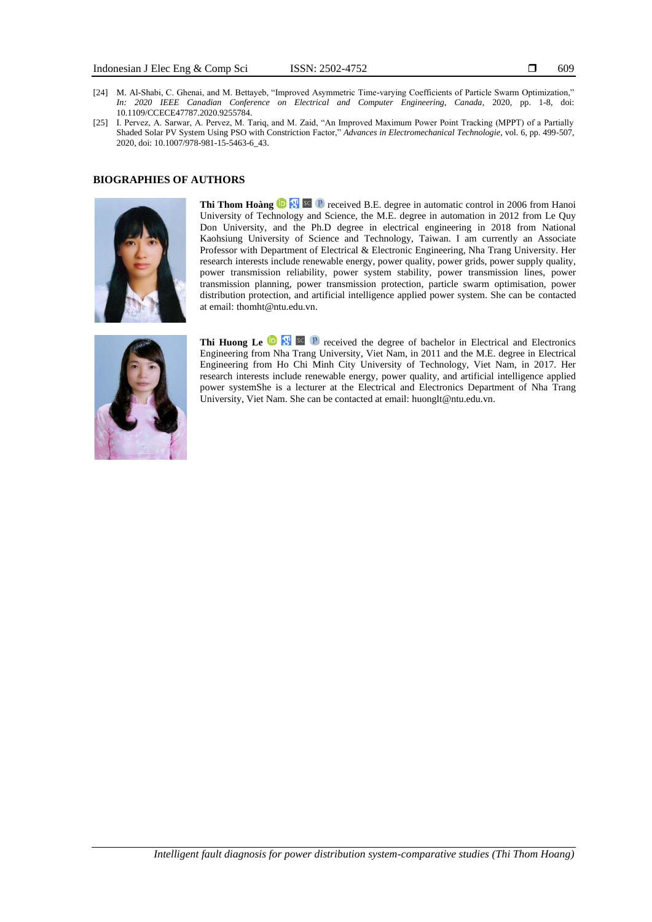[24] M. Al-Shabi, C. Ghenai, and M. Bettayeb, "Improved Asymmetric Time-varying Coefficients of Particle Swarm Optimization," *In: 2020 IEEE Canadian Conference on Electrical and Computer Engineering, Canada*, 2020, pp. 1-8, doi: 10.1109/CCECE47787.2020.9255784.

[25] I. Pervez, A. Sarwar, A. Pervez, M. Tariq, and M. Zaid, "An Improved Maximum Power Point Tracking (MPPT) of a Partially Shaded Solar PV System Using PSO with Constriction Factor," *Advances in Electromechanical Technologie*, vol. 6, pp. 499-507, 2020, doi: 10.1007/978-981-15-5463-6_43.

## BIOGRAPHIES OF AUTHORS

**Thi Thom Hoàng** received B.E. degree in automatic control in 2006 from Hanoi University of Technology and Science, the M.E. degree in automation in 2012 from Le Quy Don University, and the Ph.D degree in electrical engineering in 2018 from National Kaohsiung University of Science and Technology, Taiwan. I am currently an Associate Professor with Department of Electrical & Electronic Engineering, Nha Trang University. Her research interests include renewable energy, power quality, power grids, power supply quality, power transmission reliability, power system stability, power transmission lines, power transmission planning, power transmission protection, particle swarm optimisation, power distribution protection, and artificial intelligence applied power system. She can be contacted at email: thomht@ntu.edu.vn.

**Thi Huong Le** received the degree of bachelor in Electrical and Electronics Engineering from Nha Trang University, Viet Nam, in 2011 and the M.E. degree in Electrical Engineering from Ho Chi Minh City University of Technology, Viet Nam, in 2017. Her research interests include renewable energy, power quality, and artificial intelligence applied power systemShe is a lecturer at the Electrical and Electronics Department of Nha Trang University, Viet Nam. She can be contacted at email: huonglt@ntu.edu.vn.